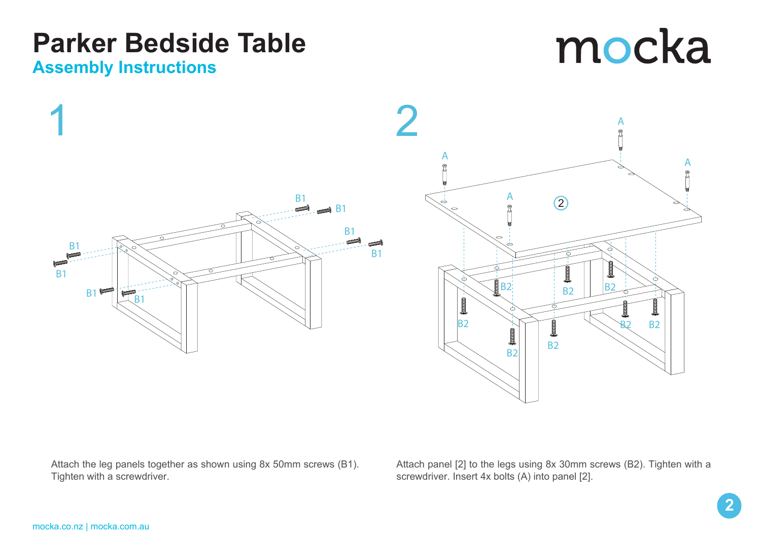# Parker Bedside Table

## Assembly Instructions

mocka

## 1

Attach the leg panels together as shown using 8x 50mm screws (B1). Tighten with a screwdriver.

## 2

Attach panel [2] to the legs using 8x 30mm screws (B2). Tighten with a screwdriver. Insert 4x bolts (A) into panel [2].

mocka.co.nz | mocka.com.au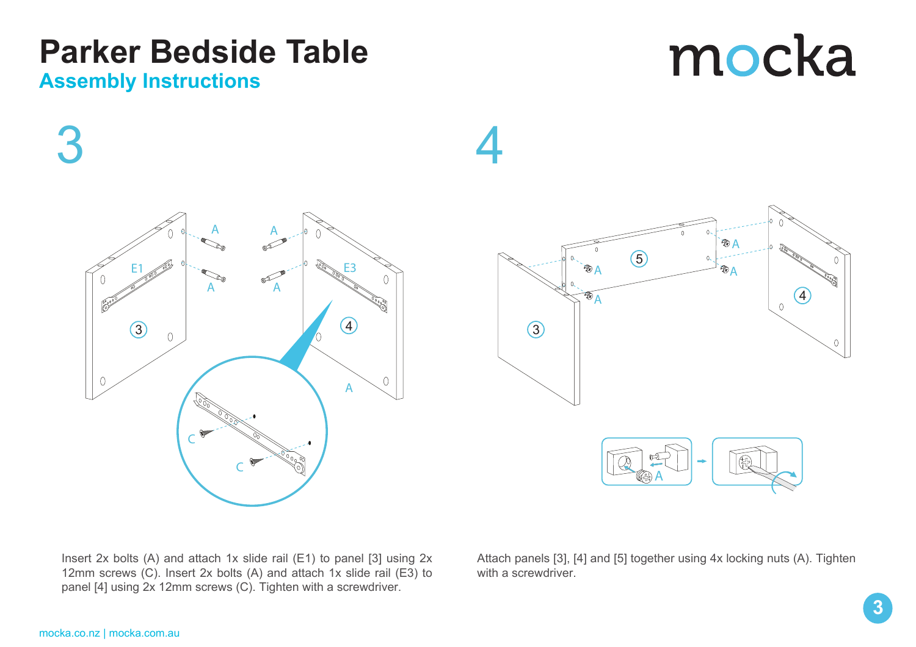# Parker Bedside Table

## Assembly Instructions

mocka

### 3

Insert 2x bolts (A) and attach 1x slide rail (E1) to panel [3] using 2x 12mm screws (C). Insert 2x bolts (A) and attach 1x slide rail (E3) to panel [4] using 2x 12mm screws (C). Tighten with a screwdriver.

### 4

Attach panels [3], [4] and [5] together using 4x locking nuts (A). Tighten with a screwdriver.

mocka.co.nz | mocka.com.au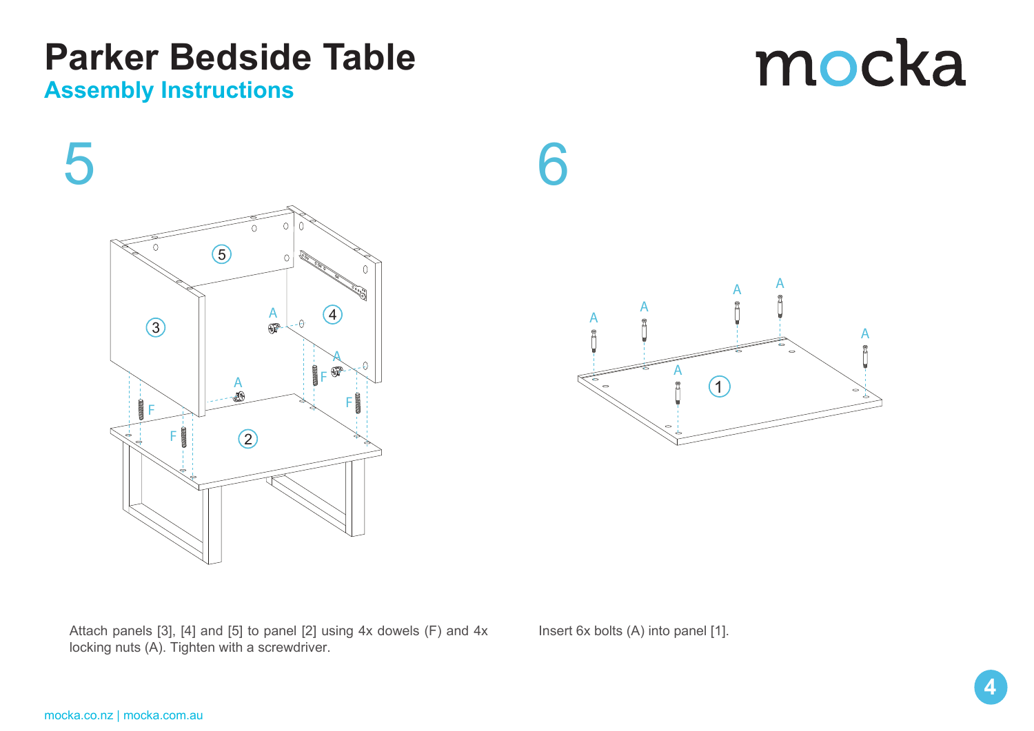# Parker Bedside Table

## Assembly Instructions

mocka

## 5

Attach panels [3], [4] and [5] to panel [2] using 4x dowels (F) and 4x locking nuts (A). Tighten with a screwdriver.

## 6

Insert 6x bolts (A) into panel [1].

mocka.co.nz | mocka.com.au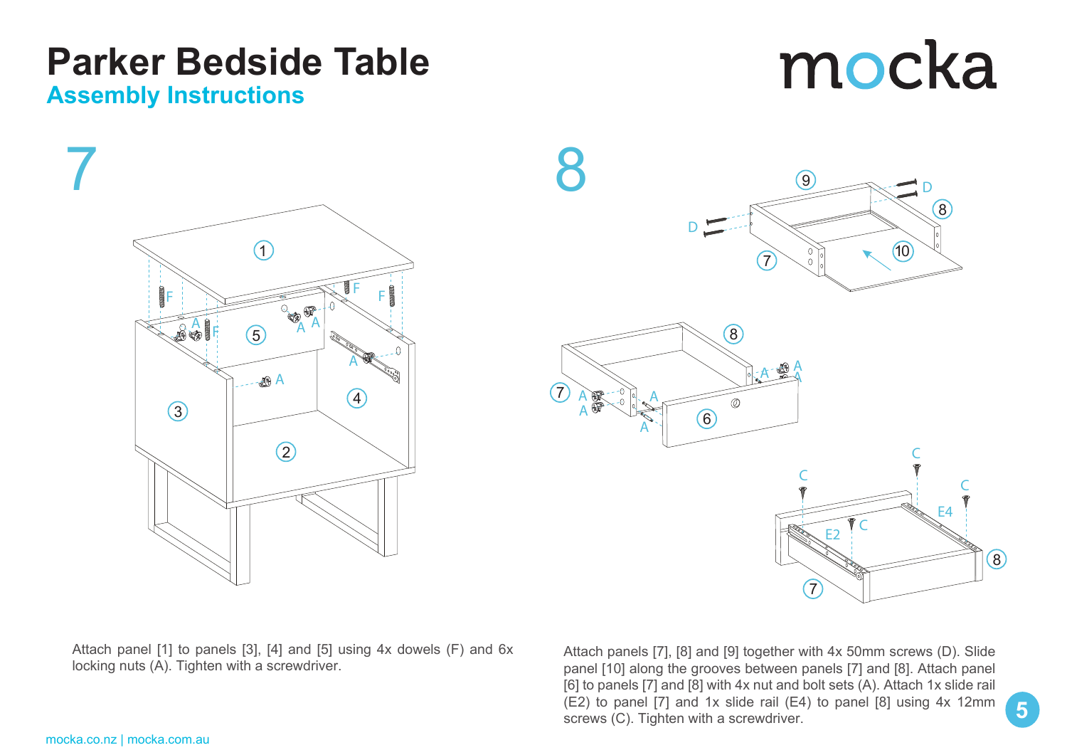# Parker Bedside Table

## Assembly Instructions

## 7

Attach panel [1] to panels [3], [4] and [5] using 4x dowels (F) and 6x locking nuts (A). Tighten with a screwdriver.

## 8

Attach panels [7], [8] and [9] together with 4x 50mm screws (D). Slide panel [10] along the grooves between panels [7] and [8]. Attach panel [6] to panels [7] and [8] with 4x nut and bolt sets (A). Attach 1x slide rail (E2) to panel [7] and 1x slide rail (E4) to panel [8] using 4x 12mm screws (C). Tighten with a screwdriver.

mocka.co.nz | mocka.com.au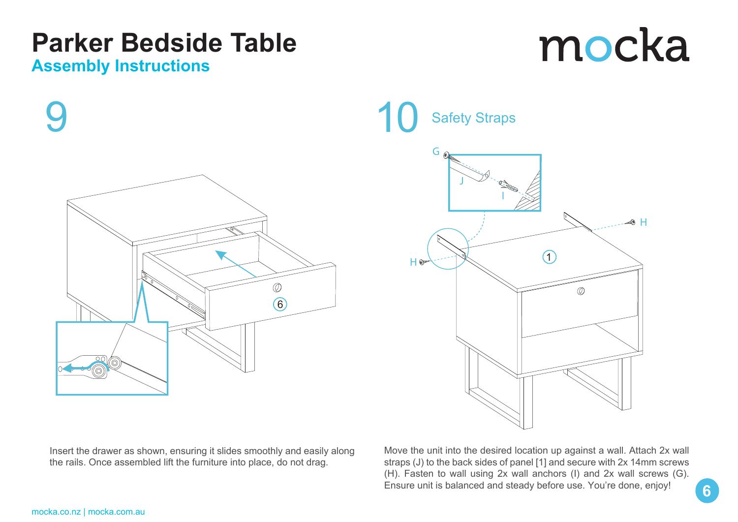# Parker Bedside Table

## Assembly Instructions

mocka

## 9

Insert the drawer as shown, ensuring it slides smoothly and easily along the rails. Once assembled lift the furniture into place, do not drag.

## 10 Safety Straps

Move the unit into the desired location up against a wall. Attach 2x wall straps (J) to the back sides of panel [1] and secure with 2x 14mm screws (H). Fasten to wall using 2x wall anchors (I) and 2x wall screws (G). Ensure unit is balanced and steady before use. You're done, enjoy!

mocka.co.nz | mocka.com.au